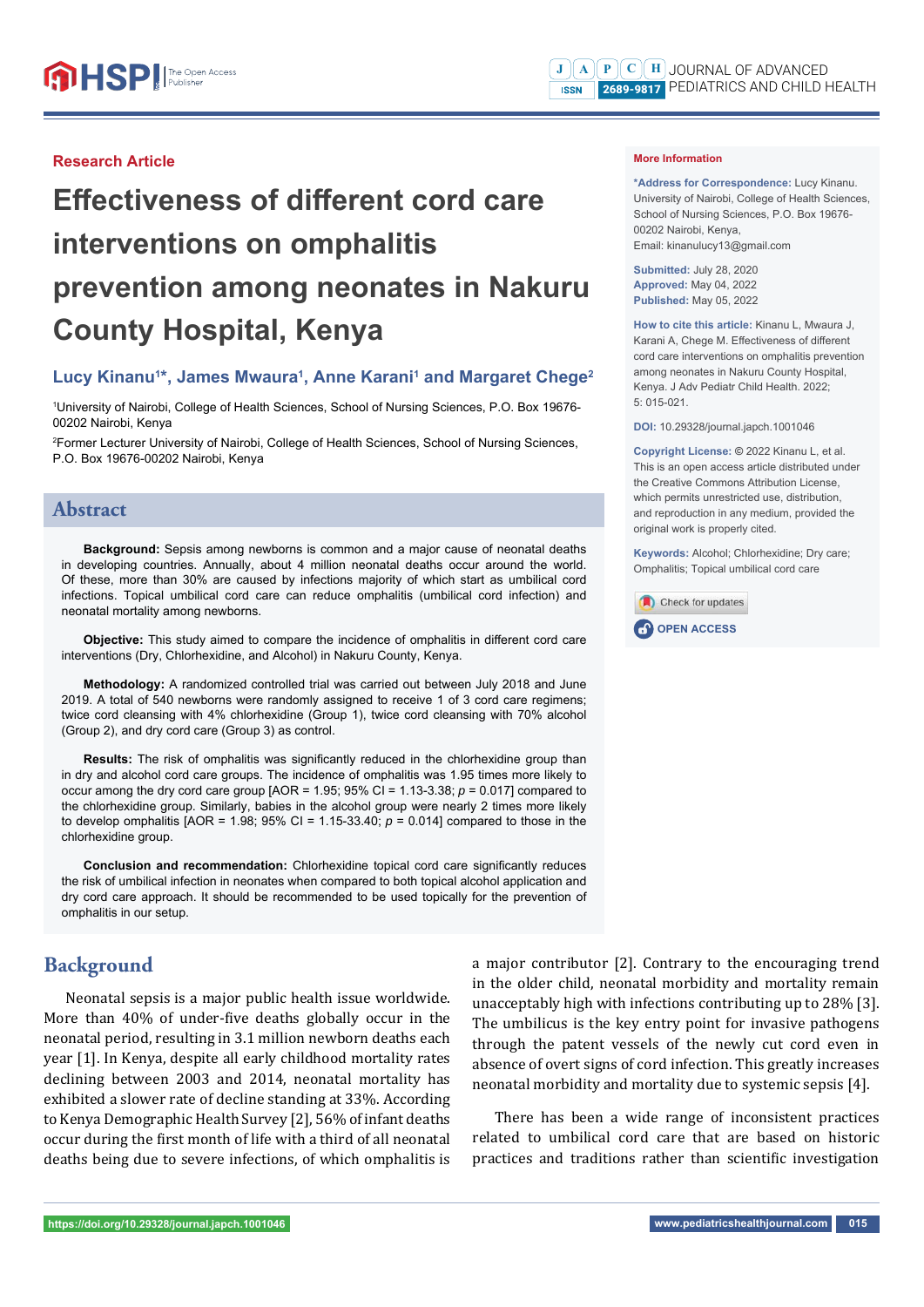Research Article

# Effectiveness of different cord care interventions on omphalitis prevention among neonates in Nakuru County Hospital, Kenya

**Lucy Kinanu[1]\*, James Mwaura[1], Anne Karani[1] and Margaret Chege[2]**

[1]University of Nairobi, College of Health Sciences, School of Nursing Sciences, P.O. Box 19676-00202 Nairobi, Kenya

[2]Former Lecturer University of Nairobi, College of Health Sciences, School of Nursing Sciences, P.O. Box 19676-00202 Nairobi, Kenya

## Abstract

**Background:** Sepsis among newborns is common and a major cause of neonatal deaths in developing countries. Annually, about 4 million neonatal deaths occur around the world. Of these, more than 30% are caused by infections majority of which start as umbilical cord infections. Topical umbilical cord care can reduce omphalitis (umbilical cord infection) and neonatal mortality among newborns.

**Objective:** This study aimed to compare the incidence of omphalitis in different cord care interventions (Dry, Chlorhexidine, and Alcohol) in Nakuru County, Kenya.

**Methodology:** A randomized controlled trial was carried out between July 2018 and June 2019. A total of 540 newborns were randomly assigned to receive 1 of 3 cord care regimens; twice cord cleansing with 4% chlorhexidine (Group 1), twice cord cleansing with 70% alcohol (Group 2), and dry cord care (Group 3) as control.

**Results:** The risk of omphalitis was significantly reduced in the chlorhexidine group than in dry and alcohol cord care groups. The incidence of omphalitis was 1.95 times more likely to occur among the dry cord care group [AOR = 1.95; 95% CI = 1.13-3.38; $p = 0.017$] compared to the chlorhexidine group. Similarly, babies in the alcohol group were nearly 2 times more likely to develop omphalitis [AOR = 1.98; 95% CI = 1.15-33.40; $p = 0.014$] compared to those in the chlorhexidine group.

**Conclusion and recommendation:** Chlorhexidine topical cord care significantly reduces the risk of umbilical infection in neonates when compared to both topical alcohol application and dry cord care approach. It should be recommended to be used topically for the prevention of omphalitis in our setup.

**More Information**

**\*Address for Correspondence:** Lucy Kinanu, University of Nairobi, College of Health Sciences, School of Nursing Sciences, P.O. Box 19676-00202 Nairobi, Kenya, Email: kinanulucy13@gmail.com

**Submitted:** July 28, 2020
**Approved:** May 04, 2022
**Published:** May 05, 2022

**How to cite this article:** Kinanu L, Mwaura J, Karani A, Chege M. Effectiveness of different cord care interventions on omphalitis prevention among neonates in Nakuru County Hospital, Kenya. J Adv Pediatr Child Health. 2022; 5: 015-021.

**DOI:** 10.29328/journal.japch.1001046

**Copyright License:** © 2022 Kinanu L, et al. This is an open access article distributed under the Creative Commons Attribution License, which permits unrestricted use, distribution, and reproduction in any medium, provided the original work is properly cited.

**Keywords:** Alcohol; Chlorhexidine; Dry care; Omphalitis; Topical umbilical cord care

## Background

Neonatal sepsis is a major public health issue worldwide. More than 40% of under-five deaths globally occur in the neonatal period, resulting in 3.1 million newborn deaths each year [1]. In Kenya, despite all early childhood mortality rates declining between 2003 and 2014, neonatal mortality has exhibited a slower rate of decline standing at 33%. According to Kenya Demographic Health Survey [2], 56% of infant deaths occur during the first month of life with a third of all neonatal deaths being due to severe infections, of which omphalitis is a major contributor [2]. Contrary to the encouraging trend in the older child, neonatal morbidity and mortality remain unacceptably high with infections contributing up to 28% [3]. The umbilicus is the key entry point for invasive pathogens through the patent vessels of the newly cut cord even in absence of overt signs of cord infection. This greatly increases neonatal morbidity and mortality due to systemic sepsis [4].

There has been a wide range of inconsistent practices related to umbilical cord care that are based on historic practices and traditions rather than scientific investigation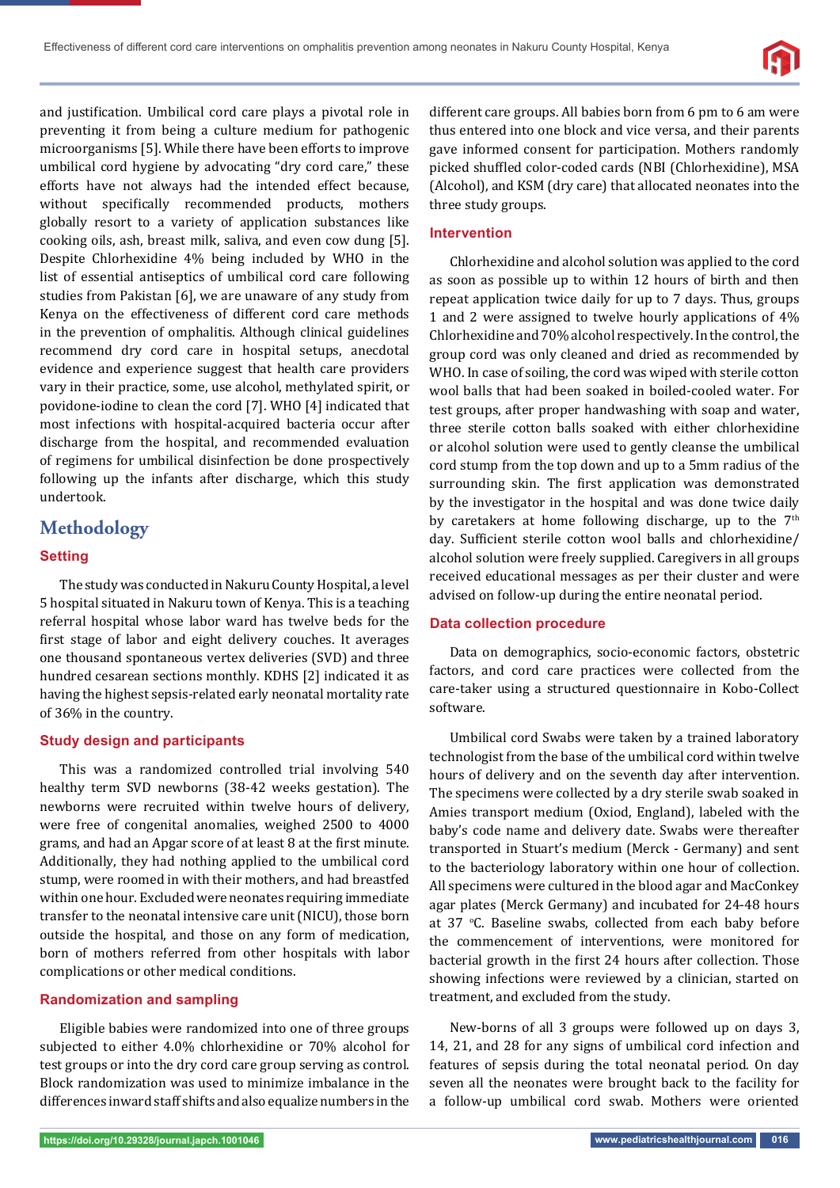and justification. Umbilical cord care plays a pivotal role in preventing it from being a culture medium for pathogenic microorganisms [5]. While there have been efforts to improve umbilical cord hygiene by advocating "dry cord care," these efforts have not always had the intended effect because, without specifically recommended products, mothers globally resort to a variety of application substances like cooking oils, ash, breast milk, saliva, and even cow dung [5]. Despite Chlorhexidine 4% being included by WHO in the list of essential antiseptics of umbilical cord care following studies from Pakistan [6], we are unaware of any study from Kenya on the effectiveness of different cord care methods in the prevention of omphalitis. Although clinical guidelines recommend dry cord care in hospital setups, anecdotal evidence and experience suggest that health care providers vary in their practice, some, use alcohol, methylated spirit, or povidone-iodine to clean the cord [7]. WHO [4] indicated that most infections with hospital-acquired bacteria occur after discharge from the hospital, and recommended evaluation of regimens for umbilical disinfection be done prospectively following up the infants after discharge, which this study undertook.

# Methodology

## Setting

The study was conducted in Nakuru County Hospital, a level 5 hospital situated in Nakuru town of Kenya. This is a teaching referral hospital whose labor ward has twelve beds for the first stage of labor and eight delivery couches. It averages one thousand spontaneous vertex deliveries (SVD) and three hundred cesarean sections monthly. KDHS [2] indicated it as having the highest sepsis-related early neonatal mortality rate of 36% in the country.

## Study design and participants

This was a randomized controlled trial involving 540 healthy term SVD newborns (38-42 weeks gestation). The newborns were recruited within twelve hours of delivery, were free of congenital anomalies, weighed 2500 to 4000 grams, and had an Apgar score of at least 8 at the first minute. Additionally, they had nothing applied to the umbilical cord stump, were roomed in with their mothers, and had breastfed within one hour. Excluded were neonates requiring immediate transfer to the neonatal intensive care unit (NICU), those born outside the hospital, and those on any form of medication, born of mothers referred from other hospitals with labor complications or other medical conditions.

## Randomization and sampling

Eligible babies were randomized into one of three groups subjected to either 4.0% chlorhexidine or 70% alcohol for test groups or into the dry cord care group serving as control. Block randomization was used to minimize imbalance in the differences inward staff shifts and also equalize numbers in the different care groups. All babies born from 6 pm to 6 am were thus entered into one block and vice versa, and their parents gave informed consent for participation. Mothers randomly picked shuffled color-coded cards (NBI (Chlorhexidine), MSA (Alcohol), and KSM (dry care) that allocated neonates into the three study groups.

## Intervention

Chlorhexidine and alcohol solution was applied to the cord as soon as possible up to within 12 hours of birth and then repeat application twice daily for up to 7 days. Thus, groups 1 and 2 were assigned to twelve hourly applications of 4% Chlorhexidine and 70% alcohol respectively. In the control, the group cord was only cleaned and dried as recommended by WHO. In case of soiling, the cord was wiped with sterile cotton wool balls that had been soaked in boiled-cooled water. For test groups, after proper handwashing with soap and water, three sterile cotton balls soaked with either chlorhexidine or alcohol solution were used to gently cleanse the umbilical cord stump from the top down and up to a 5mm radius of the surrounding skin. The first application was demonstrated by the investigator in the hospital and was done twice daily by caretakers at home following discharge, up to the 7th day. Sufficient sterile cotton wool balls and chlorhexidine/alcohol solution were freely supplied. Caregivers in all groups received educational messages as per their cluster and were advised on follow-up during the entire neonatal period.

## Data collection procedure

Data on demographics, socio-economic factors, obstetric factors, and cord care practices were collected from the care-taker using a structured questionnaire in Kobo-Collect software.

Umbilical cord Swabs were taken by a trained laboratory technologist from the base of the umbilical cord within twelve hours of delivery and on the seventh day after intervention. The specimens were collected by a dry sterile swab soaked in Amies transport medium (Oxiod, England), labeled with the baby's code name and delivery date. Swabs were thereafter transported in Stuart's medium (Merck - Germany) and sent to the bacteriology laboratory within one hour of collection. All specimens were cultured in the blood agar and MacConkey agar plates (Merck Germany) and incubated for 24-48 hours at 37 °C. Baseline swabs, collected from each baby before the commencement of interventions, were monitored for bacterial growth in the first 24 hours after collection. Those showing infections were reviewed by a clinician, started on treatment, and excluded from the study.

New-borns of all 3 groups were followed up on days 3, 14, 21, and 28 for any signs of umbilical cord infection and features of sepsis during the total neonatal period. On day seven all the neonates were brought back to the facility for a follow-up umbilical cord swab. Mothers were oriented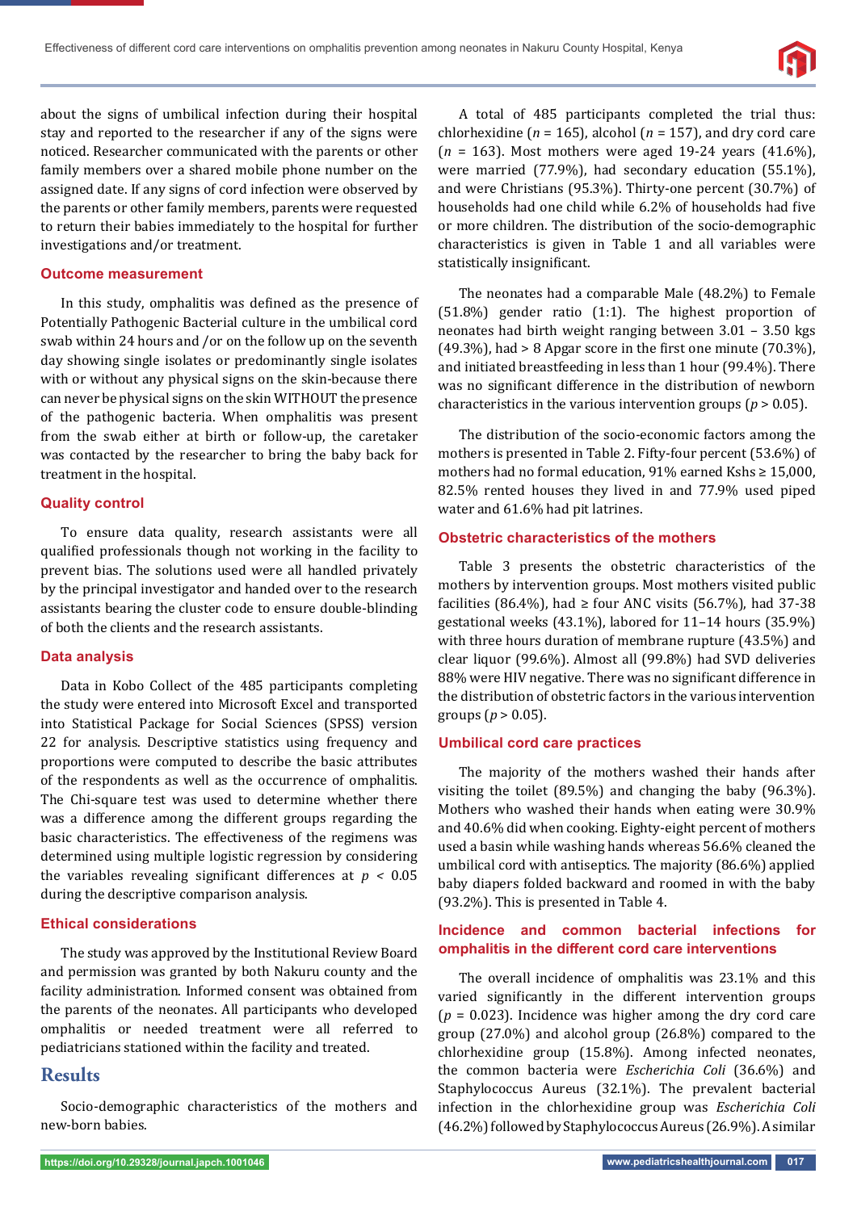about the signs of umbilical infection during their hospital stay and reported to the researcher if any of the signs were noticed. Researcher communicated with the parents or other family members over a shared mobile phone number on the assigned date. If any signs of cord infection were observed by the parents or other family members, parents were requested to return their babies immediately to the hospital for further investigations and/or treatment.

### Outcome measurement

In this study, omphalitis was defined as the presence of Potentially Pathogenic Bacterial culture in the umbilical cord swab within 24 hours and /or on the follow up on the seventh day showing single isolates or predominantly single isolates with or without any physical signs on the skin-because there can never be physical signs on the skin WITHOUT the presence of the pathogenic bacteria. When omphalitis was present from the swab either at birth or follow-up, the caretaker was contacted by the researcher to bring the baby back for treatment in the hospital.

### Quality control

To ensure data quality, research assistants were all qualified professionals though not working in the facility to prevent bias. The solutions used were all handled privately by the principal investigator and handed over to the research assistants bearing the cluster code to ensure double-blinding of both the clients and the research assistants.

### Data analysis

Data in Kobo Collect of the 485 participants completing the study were entered into Microsoft Excel and transported into Statistical Package for Social Sciences (SPSS) version 22 for analysis. Descriptive statistics using frequency and proportions were computed to describe the basic attributes of the respondents as well as the occurrence of omphalitis. The Chi-square test was used to determine whether there was a difference among the different groups regarding the basic characteristics. The effectiveness of the regimens was determined using multiple logistic regression by considering the variables revealing significant differences at $p < 0.05$ during the descriptive comparison analysis.

### Ethical considerations

The study was approved by the Institutional Review Board and permission was granted by both Nakuru county and the facility administration. Informed consent was obtained from the parents of the neonates. All participants who developed omphalitis or needed treatment were all referred to pediatricians stationed within the facility and treated.

## Results

Socio-demographic characteristics of the mothers and new-born babies.

A total of 485 participants completed the trial thus: chlorhexidine ($n$ = 165), alcohol ($n$ = 157), and dry cord care ($n$ = 163). Most mothers were aged 19-24 years (41.6%), were married (77.9%), had secondary education (55.1%), and were Christians (95.3%). Thirty-one percent (30.7%) of households had one child while 6.2% of households had five or more children. The distribution of the socio-demographic characteristics is given in Table 1 and all variables were statistically insignificant.

The neonates had a comparable Male (48.2%) to Female (51.8%) gender ratio (1:1). The highest proportion of neonates had birth weight ranging between 3.01 – 3.50 kgs (49.3%), had > 8 Apgar score in the first one minute (70.3%), and initiated breastfeeding in less than 1 hour (99.4%). There was no significant difference in the distribution of newborn characteristics in the various intervention groups ($p$ > 0.05).

The distribution of the socio-economic factors among the mothers is presented in Table 2. Fifty-four percent (53.6%) of mothers had no formal education, 91% earned Kshs ≥ 15,000, 82.5% rented houses they lived in and 77.9% used piped water and 61.6% had pit latrines.

### Obstetric characteristics of the mothers

Table 3 presents the obstetric characteristics of the mothers by intervention groups. Most mothers visited public facilities (86.4%), had ≥ four ANC visits (56.7%), had 37-38 gestational weeks (43.1%), labored for 11–14 hours (35.9%) with three hours duration of membrane rupture (43.5%) and clear liquor (99.6%). Almost all (99.8%) had SVD deliveries 88% were HIV negative. There was no significant difference in the distribution of obstetric factors in the various intervention groups ($p$ > 0.05).

### Umbilical cord care practices

The majority of the mothers washed their hands after visiting the toilet (89.5%) and changing the baby (96.3%). Mothers who washed their hands when eating were 30.9% and 40.6% did when cooking. Eighty-eight percent of mothers used a basin while washing hands whereas 56.6% cleaned the umbilical cord with antiseptics. The majority (86.6%) applied baby diapers folded backward and roomed in with the baby (93.2%). This is presented in Table 4.

### Incidence and common bacterial infections for omphalitis in the different cord care interventions

The overall incidence of omphalitis was 23.1% and this varied significantly in the different intervention groups ($p$ = 0.023). Incidence was higher among the dry cord care group (27.0%) and alcohol group (26.8%) compared to the chlorhexidine group (15.8%). Among infected neonates, the common bacteria were *Escherichia Coli* (36.6%) and Staphylococcus Aureus (32.1%). The prevalent bacterial infection in the chlorhexidine group was *Escherichia Coli* (46.2%) followed by Staphylococcus Aureus (26.9%). A similar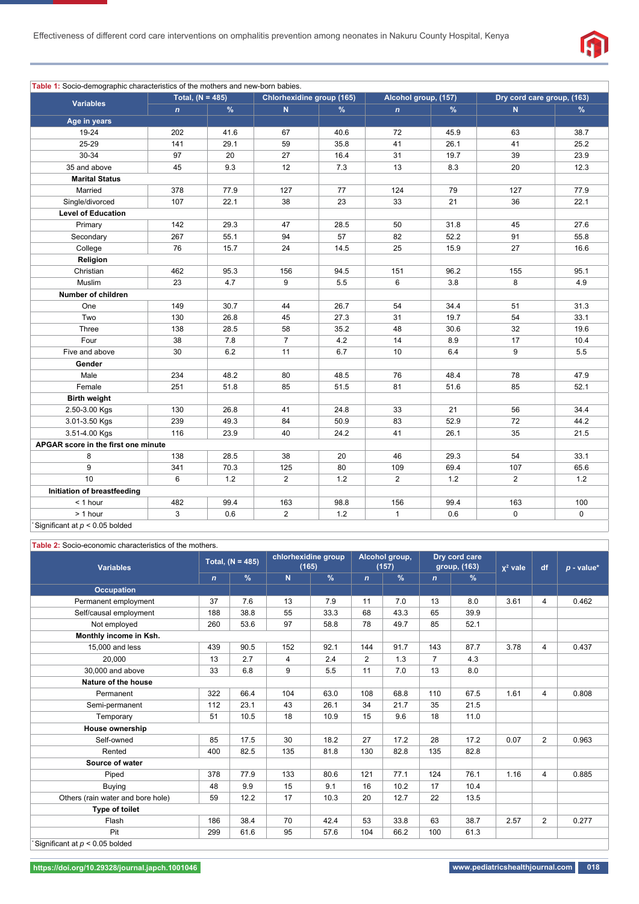**Table 1:** Socio-demographic characteristics of the mothers and new-born babies.

| Variables | Total, (N = 485) | | Chlorhexidine group (165) | | Alcohol group, (157) | | Dry cord care group, (163) | |
|---|---|---|---|---|---|---|---|---|
| | *n* | % | N | % | *n* | % | N | % |
| **Age in years** | | | | | | | | |
| 19-24 | 202 | 41.6 | 67 | 40.6 | 72 | 45.9 | 63 | 38.7 |
| 25-29 | 141 | 29.1 | 59 | 35.8 | 41 | 26.1 | 41 | 25.2 |
| 30-34 | 97 | 20 | 27 | 16.4 | 31 | 19.7 | 39 | 23.9 |
| 35 and above | 45 | 9.3 | 12 | 7.3 | 13 | 8.3 | 20 | 12.3 |
| **Marital Status** | | | | | | | | |
| Married | 378 | 77.9 | 127 | 77 | 124 | 79 | 127 | 77.9 |
| Single/divorced | 107 | 22.1 | 38 | 23 | 33 | 21 | 36 | 22.1 |
| **Level of Education** | | | | | | | | |
| Primary | 142 | 29.3 | 47 | 28.5 | 50 | 31.8 | 45 | 27.6 |
| Secondary | 267 | 55.1 | 94 | 57 | 82 | 52.2 | 91 | 55.8 |
| College | 76 | 15.7 | 24 | 14.5 | 25 | 15.9 | 27 | 16.6 |
| **Religion** | | | | | | | | |
| Christian | 462 | 95.3 | 156 | 94.5 | 151 | 96.2 | 155 | 95.1 |
| Muslim | 23 | 4.7 | 9 | 5.5 | 6 | 3.8 | 8 | 4.9 |
| **Number of children** | | | | | | | | |
| One | 149 | 30.7 | 44 | 26.7 | 54 | 34.4 | 51 | 31.3 |
| Two | 130 | 26.8 | 45 | 27.3 | 31 | 19.7 | 54 | 33.1 |
| Three | 138 | 28.5 | 58 | 35.2 | 48 | 30.6 | 32 | 19.6 |
| Four | 38 | 7.8 | 7 | 4.2 | 14 | 8.9 | 17 | 10.4 |
| Five and above | 30 | 6.2 | 11 | 6.7 | 10 | 6.4 | 9 | 5.5 |
| **Gender** | | | | | | | | |
| Male | 234 | 48.2 | 80 | 48.5 | 76 | 48.4 | 78 | 47.9 |
| Female | 251 | 51.8 | 85 | 51.5 | 81 | 51.6 | 85 | 52.1 |
| **Birth weight** | | | | | | | | |
| 2.50-3.00 Kgs | 130 | 26.8 | 41 | 24.8 | 33 | 21 | 56 | 34.4 |
| 3.01-3.50 Kgs | 239 | 49.3 | 84 | 50.9 | 83 | 52.9 | 72 | 44.2 |
| 3.51-4.00 Kgs | 116 | 23.9 | 40 | 24.2 | 41 | 26.1 | 35 | 21.5 |
| **APGAR score in the first one minute** | | | | | | | | |
| 8 | 138 | 28.5 | 38 | 20 | 46 | 29.3 | 54 | 33.1 |
| 9 | 341 | 70.3 | 125 | 80 | 109 | 69.4 | 107 | 65.6 |
| 10 | 6 | 1.2 | 2 | 1.2 | 2 | 1.2 | 2 | 1.2 |
| **Initiation of breastfeeding** | | | | | | | | |
| < 1 hour | 482 | 99.4 | 163 | 98.8 | 156 | 99.4 | 163 | 100 |
| > 1 hour | 3 | 0.6 | 2 | 1.2 | 1 | 0.6 | 0 | 0 |

*Significant at $p < 0.05$ bolded

**Table 2:** Socio-economic characteristics of the mothers.

| Variables | Total, (N = 485) | | chlorhexidine group (165) | | Alcohol group, (157) | | Dry cord care group, (163) | | $\chi^2$ vale | df | *p* - value* |
|---|---|---|---|---|---|---|---|---|---|---|---|
| | *n* | % | N | % | *n* | % | *n* | % | | | |
| **Occupation** | | | | | | | | | | | |
| Permanent employment | 37 | 7.6 | 13 | 7.9 | 11 | 7.0 | 13 | 8.0 | 3.61 | 4 | 0.462 |
| Self/causal employment | 188 | 38.8 | 55 | 33.3 | 68 | 43.3 | 65 | 39.9 | | | |
| Not employed | 260 | 53.6 | 97 | 58.8 | 78 | 49.7 | 85 | 52.1 | | | |
| **Monthly income in Ksh.** | | | | | | | | | | | |
| 15,000 and less | 439 | 90.5 | 152 | 92.1 | 144 | 91.7 | 143 | 87.7 | 3.78 | 4 | 0.437 |
| 20,000 | 13 | 2.7 | 4 | 2.4 | 2 | 1.3 | 7 | 4.3 | | | |
| 30,000 and above | 33 | 6.8 | 9 | 5.5 | 11 | 7.0 | 13 | 8.0 | | | |
| **Nature of the house** | | | | | | | | | | | |
| Permanent | 322 | 66.4 | 104 | 63.0 | 108 | 68.8 | 110 | 67.5 | 1.61 | 4 | 0.808 |
| Semi-permanent | 112 | 23.1 | 43 | 26.1 | 34 | 21.7 | 35 | 21.5 | | | |
| Temporary | 51 | 10.5 | 18 | 10.9 | 15 | 9.6 | 18 | 11.0 | | | |
| **House ownership** | | | | | | | | | | | |
| Self-owned | 85 | 17.5 | 30 | 18.2 | 27 | 17.2 | 28 | 17.2 | 0.07 | 2 | 0.963 |
| Rented | 400 | 82.5 | 135 | 81.8 | 130 | 82.8 | 135 | 82.8 | | | |
| **Source of water** | | | | | | | | | | | |
| Piped | 378 | 77.9 | 133 | 80.6 | 121 | 77.1 | 124 | 76.1 | 1.16 | 4 | 0.885 |
| Buying | 48 | 9.9 | 15 | 9.1 | 16 | 10.2 | 17 | 10.4 | | | |
| Others (rain water and bore hole) | 59 | 12.2 | 17 | 10.3 | 20 | 12.7 | 22 | 13.5 | | | |
| **Type of toilet** | | | | | | | | | | | |
| Flash | 186 | 38.4 | 70 | 42.4 | 53 | 33.8 | 63 | 38.7 | 2.57 | 2 | 0.277 |
| Pit | 299 | 61.6 | 95 | 57.6 | 104 | 66.2 | 100 | 61.3 | | | |

*Significant at $p < 0.05$ bolded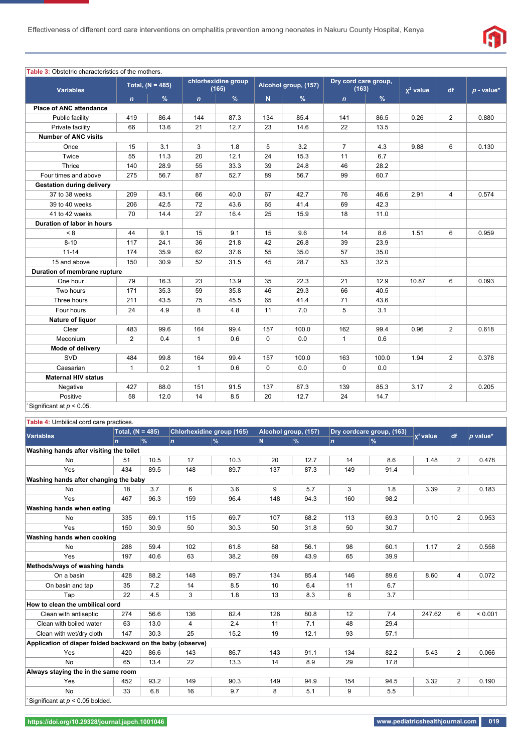Table 3: Obstetric characteristics of the mothers.

| Variables | Total, (N = 485) | | chlorhexidine group (165) | | Alcohol group, (157) | | Dry cord care group, (163) | | $\chi^2$ value | df | *p* - value* |
|---|---|---|---|---|---|---|---|---|---|---|---|
| | *n* | % | *n* | % | N | % | *n* | % | | | |
| **Place of ANC attendance** | | | | | | | | | | | |
| Public facility | 419 | 86.4 | 144 | 87.3 | 134 | 85.4 | 141 | 86.5 | 0.26 | 2 | 0.880 |
| Private facility | 66 | 13.6 | 21 | 12.7 | 23 | 14.6 | 22 | 13.5 | | | |
| **Number of ANC visits** | | | | | | | | | | | |
| Once | 15 | 3.1 | 3 | 1.8 | 5 | 3.2 | 7 | 4.3 | 9.88 | 6 | 0.130 |
| Twice | 55 | 11.3 | 20 | 12.1 | 24 | 15.3 | 11 | 6.7 | | | |
| Thrice | 140 | 28.9 | 55 | 33.3 | 39 | 24.8 | 46 | 28.2 | | | |
| Four times and above | 275 | 56.7 | 87 | 52.7 | 89 | 56.7 | 99 | 60.7 | | | |
| **Gestation during delivery** | | | | | | | | | | | |
| 37 to 38 weeks | 209 | 43.1 | 66 | 40.0 | 67 | 42.7 | 76 | 46.6 | 2.91 | 4 | 0.574 |
| 39 to 40 weeks | 206 | 42.5 | 72 | 43.6 | 65 | 41.4 | 69 | 42.3 | | | |
| 41 to 42 weeks | 70 | 14.4 | 27 | 16.4 | 25 | 15.9 | 18 | 11.0 | | | |
| **Duration of labor in hours** | | | | | | | | | | | |
| < 8 | 44 | 9.1 | 15 | 9.1 | 15 | 9.6 | 14 | 8.6 | 1.51 | 6 | 0.959 |
| 8-10 | 117 | 24.1 | 36 | 21.8 | 42 | 26.8 | 39 | 23.9 | | | |
| 11-14 | 174 | 35.9 | 62 | 37.6 | 55 | 35.0 | 57 | 35.0 | | | |
| 15 and above | 150 | 30.9 | 52 | 31.5 | 45 | 28.7 | 53 | 32.5 | | | |
| **Duration of membrane rupture** | | | | | | | | | | | |
| One hour | 79 | 16.3 | 23 | 13.9 | 35 | 22.3 | 21 | 12.9 | 10.87 | 6 | 0.093 |
| Two hours | 171 | 35.3 | 59 | 35.8 | 46 | 29.3 | 66 | 40.5 | | | |
| Three hours | 211 | 43.5 | 75 | 45.5 | 65 | 41.4 | 71 | 43.6 | | | |
| Four hours | 24 | 4.9 | 8 | 4.8 | 11 | 7.0 | 5 | 3.1 | | | |
| **Nature of liquor** | | | | | | | | | | | |
| Clear | 483 | 99.6 | 164 | 99.4 | 157 | 100.0 | 162 | 99.4 | 0.96 | 2 | 0.618 |
| Meconium | 2 | 0.4 | 1 | 0.6 | 0 | 0.0 | 1 | 0.6 | | | |
| **Mode of delivery** | | | | | | | | | | | |
| SVD | 484 | 99.8 | 164 | 99.4 | 157 | 100.0 | 163 | 100.0 | 1.94 | 2 | 0.378 |
| Caesarian | 1 | 0.2 | 1 | 0.6 | 0 | 0.0 | 0 | 0.0 | | | |
| **Maternal HIV status** | | | | | | | | | | | |
| Negative | 427 | 88.0 | 151 | 91.5 | 137 | 87.3 | 139 | 85.3 | 3.17 | 2 | 0.205 |
| Positive | 58 | 12.0 | 14 | 8.5 | 20 | 12.7 | 24 | 14.7 | | | |

*Significant at $p < 0.05$.

Table 4: Umbilical cord care practices.

| Variables | Total, (N = 485) | | Chlorhexidine group (165) | | Alcohol group, (157) | | Dry cordcare group, (163) | | $\chi^2$ value | df | *p* value* |
|---|---|---|---|---|---|---|---|---|---|---|---|
| | *n* | % | *n* | % | N | % | *n* | % | | | |
| **Washing hands after visiting the toilet** | | | | | | | | | | | |
| No | 51 | 10.5 | 17 | 10.3 | 20 | 12.7 | 14 | 8.6 | 1.48 | 2 | 0.478 |
| Yes | 434 | 89.5 | 148 | 89.7 | 137 | 87.3 | 149 | 91.4 | | | |
| **Washing hands after changing the baby** | | | | | | | | | | | |
| No | 18 | 3.7 | 6 | 3.6 | 9 | 5.7 | 3 | 1.8 | 3.39 | 2 | 0.183 |
| Yes | 467 | 96.3 | 159 | 96.4 | 148 | 94.3 | 160 | 98.2 | | | |
| **Washing hands when eating** | | | | | | | | | | | |
| No | 335 | 69.1 | 115 | 69.7 | 107 | 68.2 | 113 | 69.3 | 0.10 | 2 | 0.953 |
| Yes | 150 | 30.9 | 50 | 30.3 | 50 | 31.8 | 50 | 30.7 | | | |
| **Washing hands when cooking** | | | | | | | | | | | |
| No | 288 | 59.4 | 102 | 61.8 | 88 | 56.1 | 98 | 60.1 | 1.17 | 2 | 0.558 |
| Yes | 197 | 40.6 | 63 | 38.2 | 69 | 43.9 | 65 | 39.9 | | | |
| **Methods/ways of washing hands** | | | | | | | | | | | |
| On a basin | 428 | 88.2 | 148 | 89.7 | 134 | 85.4 | 146 | 89.6 | 8.60 | 4 | 0.072 |
| On basin and tap | 35 | 7.2 | 14 | 8.5 | 10 | 6.4 | 11 | 6.7 | | | |
| Tap | 22 | 4.5 | 3 | 1.8 | 13 | 8.3 | 6 | 3.7 | | | |
| **How to clean the umbilical cord** | | | | | | | | | | | |
| Clean with antiseptic | 274 | 56.6 | 136 | 82.4 | 126 | 80.8 | 12 | 7.4 | 247.62 | 6 | < 0.001 |
| Clean with boiled water | 63 | 13.0 | 4 | 2.4 | 11 | 7.1 | 48 | 29.4 | | | |
| Clean with wet/dry cloth | 147 | 30.3 | 25 | 15.2 | 19 | 12.1 | 93 | 57.1 | | | |
| **Application of diaper folded backward on the baby (observe)** | | | | | | | | | | | |
| Yes | 420 | 86.6 | 143 | 86.7 | 143 | 91.1 | 134 | 82.2 | 5.43 | 2 | 0.066 |
| No | 65 | 13.4 | 22 | 13.3 | 14 | 8.9 | 29 | 17.8 | | | |
| **Always staying the in the same room** | | | | | | | | | | | |
| Yes | 452 | 93.2 | 149 | 90.3 | 149 | 94.9 | 154 | 94.5 | 3.32 | 2 | 0.190 |
| No | 33 | 6.8 | 16 | 9.7 | 8 | 5.1 | 9 | 5.5 | | | |

*Significant at $p < 0.05$ bolded.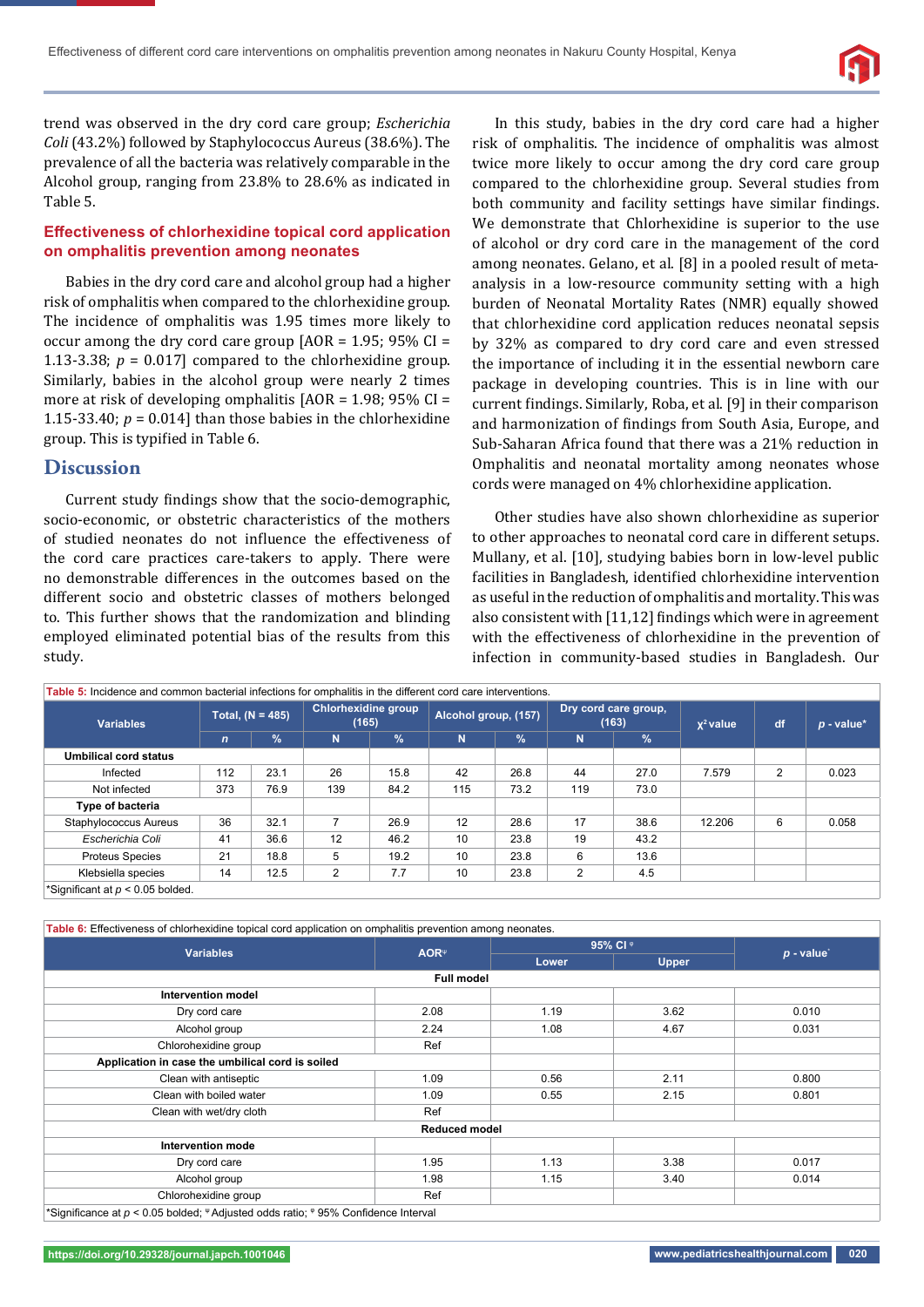trend was observed in the dry cord care group; *Escherichia Coli* (43.2%) followed by Staphylococcus Aureus (38.6%). The prevalence of all the bacteria was relatively comparable in the Alcohol group, ranging from 23.8% to 28.6% as indicated in Table 5.

### Effectiveness of chlorhexidine topical cord application on omphalitis prevention among neonates

Babies in the dry cord care and alcohol group had a higher risk of omphalitis when compared to the chlorhexidine group. The incidence of omphalitis was 1.95 times more likely to occur among the dry cord care group [AOR = 1.95; 95% CI = 1.13-3.38; $p$ = 0.017] compared to the chlorhexidine group. Similarly, babies in the alcohol group were nearly 2 times more at risk of developing omphalitis [AOR = 1.98; 95% CI = 1.15-33.40; $p$ = 0.014] than those babies in the chlorhexidine group. This is typified in Table 6.

## Discussion

Current study findings show that the socio-demographic, socio-economic, or obstetric characteristics of the mothers of studied neonates do not influence the effectiveness of the cord care practices care-takers to apply. There were no demonstrable differences in the outcomes based on the different socio and obstetric classes of mothers belonged to. This further shows that the randomization and blinding employed eliminated potential bias of the results from this study.

In this study, babies in the dry cord care had a higher risk of omphalitis. The incidence of omphalitis was almost twice more likely to occur among the dry cord care group compared to the chlorhexidine group. Several studies from both community and facility settings have similar findings. We demonstrate that Chlorhexidine is superior to the use of alcohol or dry cord care in the management of the cord among neonates. Gelano, et al. [8] in a pooled result of meta-analysis in a low-resource community setting with a high burden of Neonatal Mortality Rates (NMR) equally showed that chlorhexidine cord application reduces neonatal sepsis by 32% as compared to dry cord care and even stressed the importance of including it in the essential newborn care package in developing countries. This is in line with our current findings. Similarly, Roba, et al. [9] in their comparison and harmonization of findings from South Asia, Europe, and Sub-Saharan Africa found that there was a 21% reduction in Omphalitis and neonatal mortality among neonates whose cords were managed on 4% chlorhexidine application.

Other studies have also shown chlorhexidine as superior to other approaches to neonatal cord care in different setups. Mullany, et al. [10], studying babies born in low-level public facilities in Bangladesh, identified chlorhexidine intervention as useful in the reduction of omphalitis and mortality. This was also consistent with [11,12] findings which were in agreement with the effectiveness of chlorhexidine in the prevention of infection in community-based studies in Bangladesh. Our

**Table 5:** Incidence and common bacterial infections for omphalitis in the different cord care interventions.

| Variables | Total, (N = 485) | | Chlorhexidine group (165) | | Alcohol group, (157) | | Dry cord care group, (163) | | $\chi^2$ value | df | *p* - value* |
|---|---|---|---|---|---|---|---|---|---|---|---|
| | *n* | % | N | % | N | % | N | % | | | |
| **Umbilical cord status** | | | | | | | | | | | |
| Infected | 112 | 23.1 | 26 | 15.8 | 42 | 26.8 | 44 | 27.0 | 7.579 | 2 | 0.023 |
| Not infected | 373 | 76.9 | 139 | 84.2 | 115 | 73.2 | 119 | 73.0 | | | |
| **Type of bacteria** | | | | | | | | | | | |
| Staphylococcus Aureus | 36 | 32.1 | 7 | 26.9 | 12 | 28.6 | 17 | 38.6 | 12.206 | 6 | 0.058 |
| *Escherichia Coli* | 41 | 36.6 | 12 | 46.2 | 10 | 23.8 | 19 | 43.2 | | | |
| Proteus Species | 21 | 18.8 | 5 | 19.2 | 10 | 23.8 | 6 | 13.6 | | | |
| Klebsiella species | 14 | 12.5 | 2 | 7.7 | 10 | 23.8 | 2 | 4.5 | | | |

*Significant at $p$ < 0.05 bolded.

**Table 6:** Effectiveness of chlorhexidine topical cord application on omphalitis prevention among neonates.

| Variables | AOR[ψ] | 95% CI [φ] | | *p* - value* |
|---|---|---|---|---|
| | | Lower | Upper | |
| **Full model** | | | | |
| **Intervention model** | | | | |
| Dry cord care | 2.08 | 1.19 | 3.62 | 0.010 |
| Alcohol group | 2.24 | 1.08 | 4.67 | 0.031 |
| Chlorohexidine group | Ref | | | |
| **Application in case the umbilical cord is soiled** | | | | |
| Clean with antiseptic | 1.09 | 0.56 | 2.11 | 0.800 |
| Clean with boiled water | 1.09 | 0.55 | 2.15 | 0.801 |
| Clean with wet/dry cloth | Ref | | | |
| **Reduced model** | | | | |
| **Intervention mode** | | | | |
| Dry cord care | 1.95 | 1.13 | 3.38 | 0.017 |
| Alcohol group | 1.98 | 1.15 | 3.40 | 0.014 |
| Chlorohexidine group | Ref | | | |

*Significance at $p$ < 0.05 bolded; [ψ] Adjusted odds ratio; [φ] 95% Confidence Interval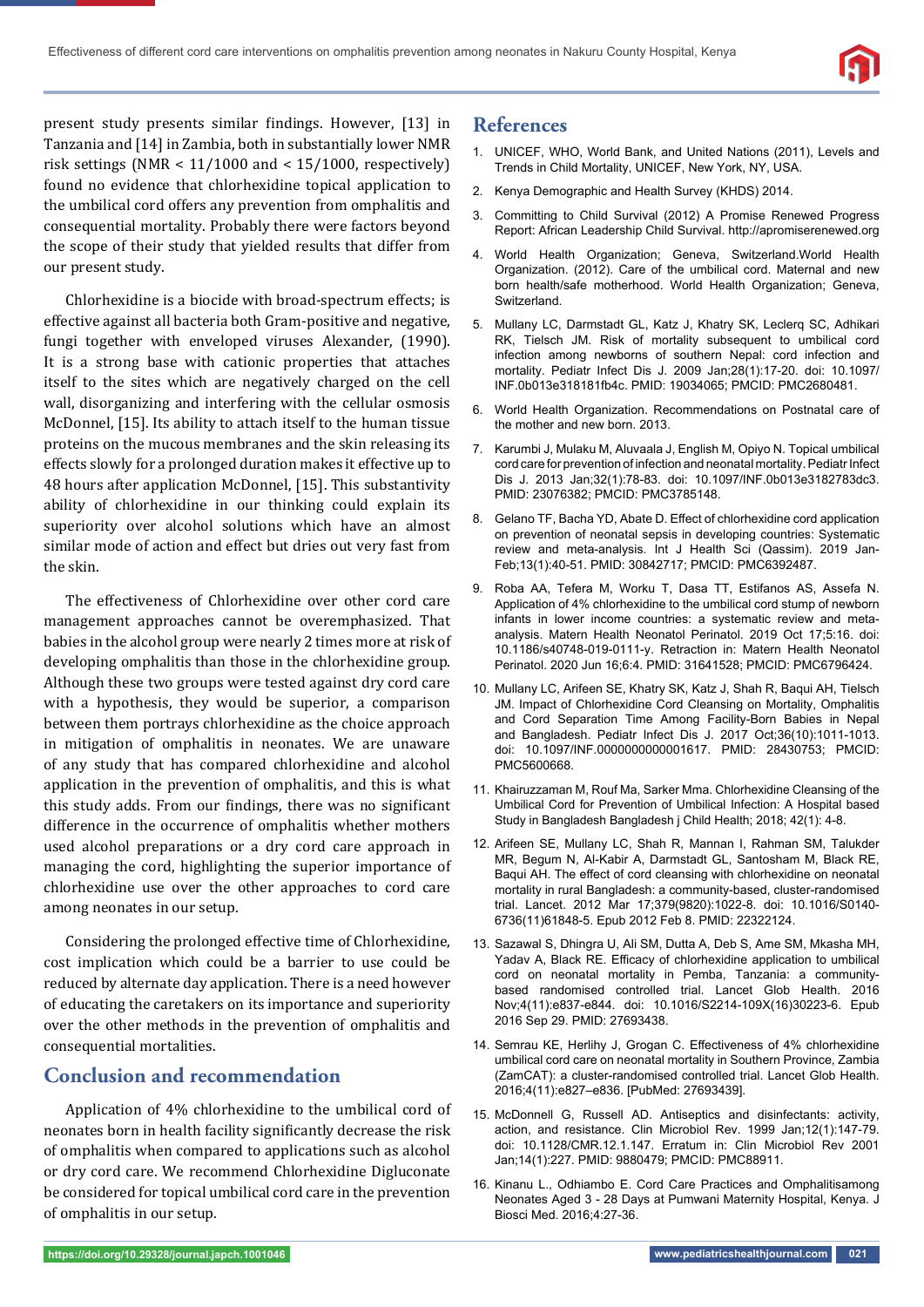present study presents similar findings. However, [13] in Tanzania and [14] in Zambia, both in substantially lower NMR risk settings (NMR < 11/1000 and < 15/1000, respectively) found no evidence that chlorhexidine topical application to the umbilical cord offers any prevention from omphalitis and consequential mortality. Probably there were factors beyond the scope of their study that yielded results that differ from our present study.

Chlorhexidine is a biocide with broad-spectrum effects; is effective against all bacteria both Gram-positive and negative, fungi together with enveloped viruses Alexander, (1990). It is a strong base with cationic properties that attaches itself to the sites which are negatively charged on the cell wall, disorganizing and interfering with the cellular osmosis McDonnel, [15]. Its ability to attach itself to the human tissue proteins on the mucous membranes and the skin releasing its effects slowly for a prolonged duration makes it effective up to 48 hours after application McDonnel, [15]. This substantivity ability of chlorhexidine in our thinking could explain its superiority over alcohol solutions which have an almost similar mode of action and effect but dries out very fast from the skin.

The effectiveness of Chlorhexidine over other cord care management approaches cannot be overemphasized. That babies in the alcohol group were nearly 2 times more at risk of developing omphalitis than those in the chlorhexidine group. Although these two groups were tested against dry cord care with a hypothesis, they would be superior, a comparison between them portrays chlorhexidine as the choice approach in mitigation of omphalitis in neonates. We are unaware of any study that has compared chlorhexidine and alcohol application in the prevention of omphalitis, and this is what this study adds. From our findings, there was no significant difference in the occurrence of omphalitis whether mothers used alcohol preparations or a dry cord care approach in managing the cord, highlighting the superior importance of chlorhexidine use over the other approaches to cord care among neonates in our setup.

Considering the prolonged effective time of Chlorhexidine, cost implication which could be a barrier to use could be reduced by alternate day application. There is a need however of educating the caretakers on its importance and superiority over the other methods in the prevention of omphalitis and consequential mortalities.

## Conclusion and recommendation

Application of 4% chlorhexidine to the umbilical cord of neonates born in health facility significantly decrease the risk of omphalitis when compared to applications such as alcohol or dry cord care. We recommend Chlorhexidine Digluconate be considered for topical umbilical cord care in the prevention of omphalitis in our setup.

## References

1. UNICEF, WHO, World Bank, and United Nations (2011), Levels and Trends in Child Mortality, UNICEF, New York, NY, USA.
2. Kenya Demographic and Health Survey (KHDS) 2014.
3. Committing to Child Survival (2012) A Promise Renewed Progress Report: African Leadership Child Survival. http://apromiserenewed.org
4. World Health Organization; Geneva, Switzerland.World Health Organization. (2012). Care of the umbilical cord. Maternal and new born health/safe motherhood. World Health Organization; Geneva, Switzerland.
5. Mullany LC, Darmstadt GL, Katz J, Khatry SK, Leclerq SC, Adhikari RK, Tielsch JM. Risk of mortality subsequent to umbilical cord infection among newborns of southern Nepal: cord infection and mortality. Pediatr Infect Dis J. 2009 Jan;28(1):17-20. doi: 10.1097/INF.0b013e318181fb4c. PMID: 19034065; PMCID: PMC2680481.
6. World Health Organization. Recommendations on Postnatal care of the mother and new born. 2013.
7. Karumbi J, Mulaku M, Aluvaala J, English M, Opiyo N. Topical umbilical cord care for prevention of infection and neonatal mortality. Pediatr Infect Dis J. 2013 Jan;32(1):78-83. doi: 10.1097/INF.0b013e3182783dc3. PMID: 23076382; PMCID: PMC3785148.
8. Gelano TF, Bacha YD, Abate D. Effect of chlorhexidine cord application on prevention of neonatal sepsis in developing countries: Systematic review and meta-analysis. Int J Health Sci (Qassim). 2019 Jan-Feb;13(1):40-51. PMID: 30842717; PMCID: PMC6392487.
9. Roba AA, Tefera M, Worku T, Dasa TT, Estifanos AS, Assefa N. Application of 4% chlorhexidine to the umbilical cord stump of newborn infants in lower income countries: a systematic review and meta-analysis. Matern Health Neonatol Perinatol. 2019 Oct 17;5:16. doi: 10.1186/s40748-019-0111-y. Retraction in: Matern Health Neonatol Perinatol. 2020 Jun 16;6:4. PMID: 31641528; PMCID: PMC6796424.
10. Mullany LC, Arifeen SE, Khatry SK, Katz J, Shah R, Baqui AH, Tielsch JM. Impact of Chlorhexidine Cord Cleansing on Mortality, Omphalitis and Cord Separation Time Among Facility-Born Babies in Nepal and Bangladesh. Pediatr Infect Dis J. 2017 Oct;36(10):1011-1013. doi: 10.1097/INF.0000000000001617. PMID: 28430753; PMCID: PMC5600668.
11. Khairuzzaman M, Rouf Ma, Sarker Mma. Chlorhexidine Cleansing of the Umbilical Cord for Prevention of Umbilical Infection: A Hospital based Study in Bangladesh Bangladesh j Child Health; 2018; 42(1): 4-8.
12. Arifeen SE, Mullany LC, Shah R, Mannan I, Rahman SM, Talukder MR, Begum N, Al-Kabir A, Darmstadt GL, Santosham M, Black RE, Baqui AH. The effect of cord cleansing with chlorhexidine on neonatal mortality in rural Bangladesh: a community-based, cluster-randomised trial. Lancet. 2012 Mar 17;379(9820):1022-8. doi: 10.1016/S0140-6736(11)61848-5. Epub 2012 Feb 8. PMID: 22322124.
13. Sazawal S, Dhingra U, Ali SM, Dutta A, Deb S, Ame SM, Mkasha MH, Yadav A, Black RE. Efficacy of chlorhexidine application to umbilical cord on neonatal mortality in Pemba, Tanzania: a community-based randomised controlled trial. Lancet Glob Health. 2016 Nov;4(11):e837-e844. doi: 10.1016/S2214-109X(16)30223-6. Epub 2016 Sep 29. PMID: 27693438.
14. Semrau KE, Herlihy J, Grogan C. Effectiveness of 4% chlorhexidine umbilical cord care on neonatal mortality in Southern Province, Zambia (ZamCAT): a cluster-randomised controlled trial. Lancet Glob Health. 2016;4(11):e827–e836. [PubMed: 27693439].
15. McDonnell G, Russell AD. Antiseptics and disinfectants: activity, action, and resistance. Clin Microbiol Rev. 1999 Jan;12(1):147-79. doi: 10.1128/CMR.12.1.147. Erratum in: Clin Microbiol Rev 2001 Jan;14(1):227. PMID: 9880479; PMCID: PMC88911.
16. Kinanu L., Odhiambo E. Cord Care Practices and Omphalitisamong Neonates Aged 3 - 28 Days at Pumwani Maternity Hospital, Kenya. J Biosci Med. 2016;4:27-36.